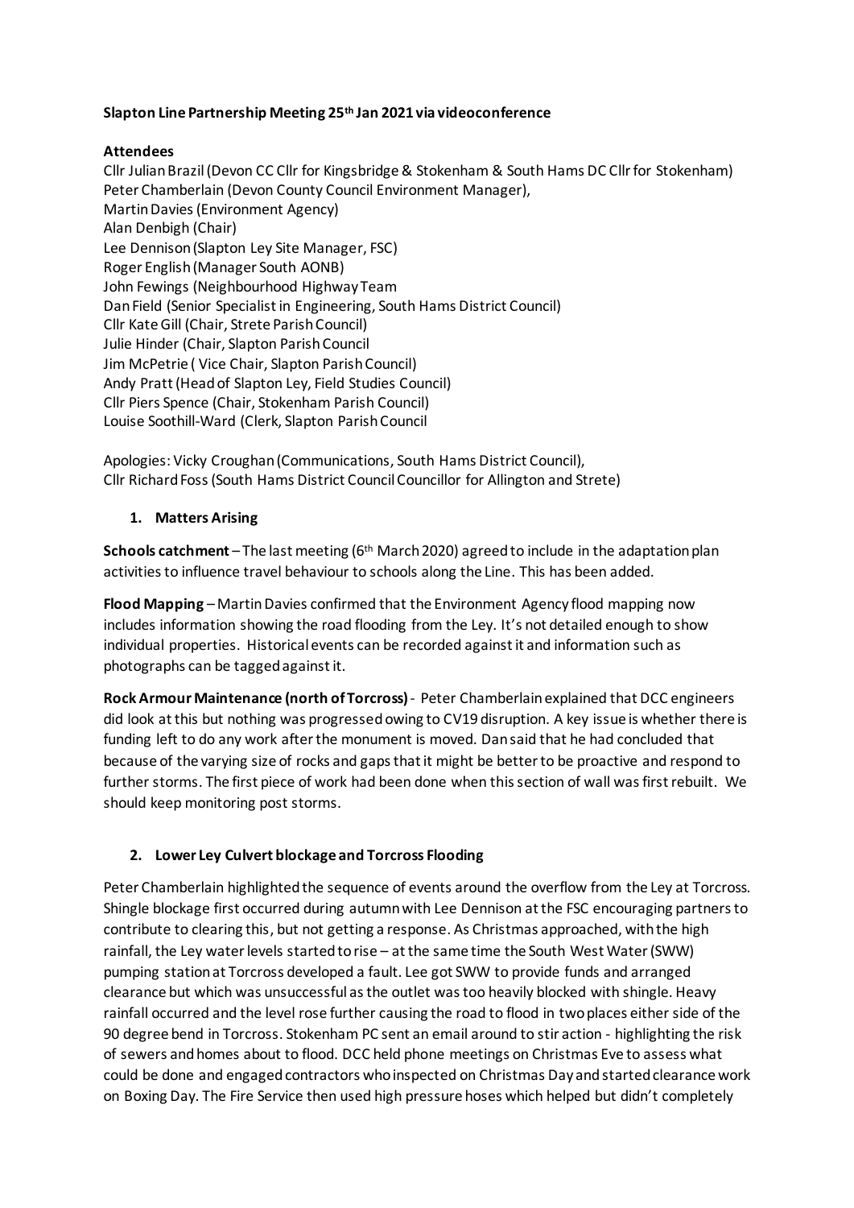**Slapton Line Partnership Meeting 25th Jan 2021 via videoconference**

**Attendees**

Cllr Julian Brazil (Devon CC Cllr for Kingsbridge & Stokenham & South Hams DC Cllr for Stokenham)
Peter Chamberlain (Devon County Council Environment Manager),
Martin Davies (Environment Agency)
Alan Denbigh (Chair)
Lee Dennison (Slapton Ley Site Manager, FSC)
Roger English (Manager South AONB)
John Fewings (Neighbourhood Highway Team
Dan Field (Senior Specialist in Engineering, South Hams District Council)
Cllr Kate Gill (Chair, Strete Parish Council)
Julie Hinder (Chair, Slapton Parish Council
Jim McPetrie ( Vice Chair, Slapton Parish Council)
Andy Pratt (Head of Slapton Ley, Field Studies Council)
Cllr Piers Spence (Chair, Stokenham Parish Council)
Louise Soothill-Ward (Clerk, Slapton Parish Council

Apologies: Vicky Croughan (Communications, South Hams District Council),
Cllr Richard Foss (South Hams District Council Councillor for Allington and Strete)

1. **Matters Arising**

**Schools catchment** – The last meeting (6th March 2020) agreed to include in the adaptation plan activities to influence travel behaviour to schools along the Line. This has been added.

**Flood Mapping** – Martin Davies confirmed that the Environment Agency flood mapping now includes information showing the road flooding from the Ley. It's not detailed enough to show individual properties. Historical events can be recorded against it and information such as photographs can be tagged against it.

**Rock Armour Maintenance (north of Torcross)** - Peter Chamberlain explained that DCC engineers did look at this but nothing was progressed owing to CV19 disruption. A key issue is whether there is funding left to do any work after the monument is moved. Dan said that he had concluded that because of the varying size of rocks and gaps that it might be better to be proactive and respond to further storms. The first piece of work had been done when this section of wall was first rebuilt. We should keep monitoring post storms.

2. **Lower Ley Culvert blockage and Torcross Flooding**

Peter Chamberlain highlighted the sequence of events around the overflow from the Ley at Torcross. Shingle blockage first occurred during autumn with Lee Dennison at the FSC encouraging partners to contribute to clearing this, but not getting a response. As Christmas approached, with the high rainfall, the Ley water levels started to rise – at the same time the South West Water (SWW) pumping station at Torcross developed a fault. Lee got SWW to provide funds and arranged clearance but which was unsuccessful as the outlet was too heavily blocked with shingle. Heavy rainfall occurred and the level rose further causing the road to flood in two places either side of the 90 degree bend in Torcross. Stokenham PC sent an email around to stir action - highlighting the risk of sewers and homes about to flood. DCC held phone meetings on Christmas Eve to assess what could be done and engaged contractors who inspected on Christmas Day and started clearance work on Boxing Day. The Fire Service then used high pressure hoses which helped but didn't completely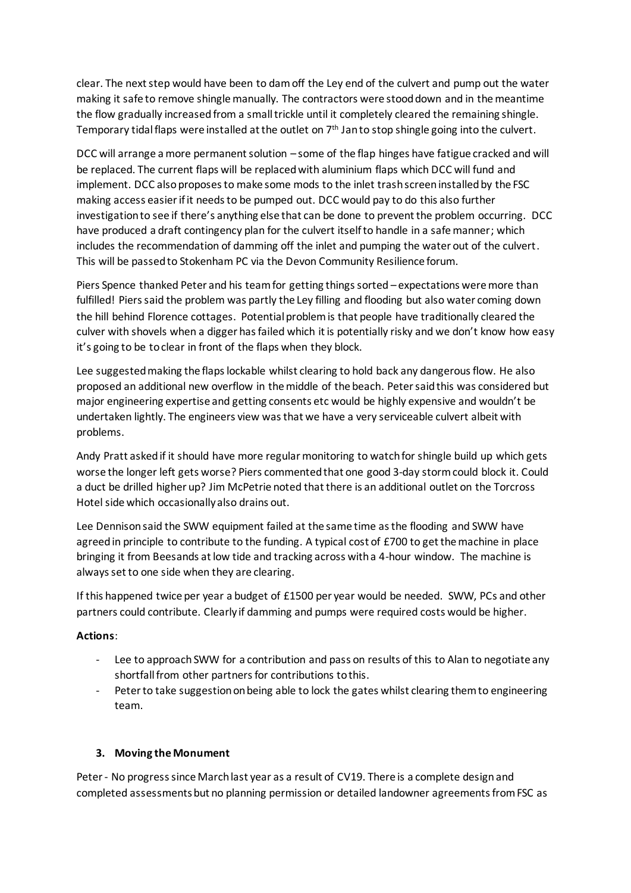clear. The next step would have been to dam off the Ley end of the culvert and pump out the water making it safe to remove shingle manually. The contractors were stood down and in the meantime the flow gradually increased from a small trickle until it completely cleared the remaining shingle. Temporary tidal flaps were installed at the outlet on 7th Jan to stop shingle going into the culvert.

DCC will arrange a more permanent solution – some of the flap hinges have fatigue cracked and will be replaced. The current flaps will be replaced with aluminium flaps which DCC will fund and implement. DCC also proposes to make some mods to the inlet trash screen installed by the FSC making access easier if it needs to be pumped out. DCC would pay to do this also further investigation to see if there's anything else that can be done to prevent the problem occurring. DCC have produced a draft contingency plan for the culvert itself to handle in a safe manner; which includes the recommendation of damming off the inlet and pumping the water out of the culvert. This will be passed to Stokenham PC via the Devon Community Resilience forum.

Piers Spence thanked Peter and his team for getting things sorted – expectations were more than fulfilled! Piers said the problem was partly the Ley filling and flooding but also water coming down the hill behind Florence cottages. Potential problem is that people have traditionally cleared the culver with shovels when a digger has failed which it is potentially risky and we don't know how easy it's going to be to clear in front of the flaps when they block.

Lee suggested making the flaps lockable whilst clearing to hold back any dangerous flow. He also proposed an additional new overflow in the middle of the beach. Peter said this was considered but major engineering expertise and getting consents etc would be highly expensive and wouldn't be undertaken lightly. The engineers view was that we have a very serviceable culvert albeit with problems.

Andy Pratt asked if it should have more regular monitoring to watch for shingle build up which gets worse the longer left gets worse? Piers commented that one good 3-day storm could block it. Could a duct be drilled higher up? Jim McPetrie noted that there is an additional outlet on the Torcross Hotel side which occasionally also drains out.

Lee Dennison said the SWW equipment failed at the same time as the flooding and SWW have agreed in principle to contribute to the funding. A typical cost of £700 to get the machine in place bringing it from Beesands at low tide and tracking across with a 4-hour window. The machine is always set to one side when they are clearing.

If this happened twice per year a budget of £1500 per year would be needed. SWW, PCs and other partners could contribute. Clearly if damming and pumps were required costs would be higher.

**Actions**:

- Lee to approach SWW for a contribution and pass on results of this to Alan to negotiate any shortfall from other partners for contributions to this.
- Peter to take suggestion on being able to lock the gates whilst clearing them to engineering team.

### 3. Moving the Monument

Peter - No progress since March last year as a result of CV19. There is a complete design and completed assessments but no planning permission or detailed landowner agreements from FSC as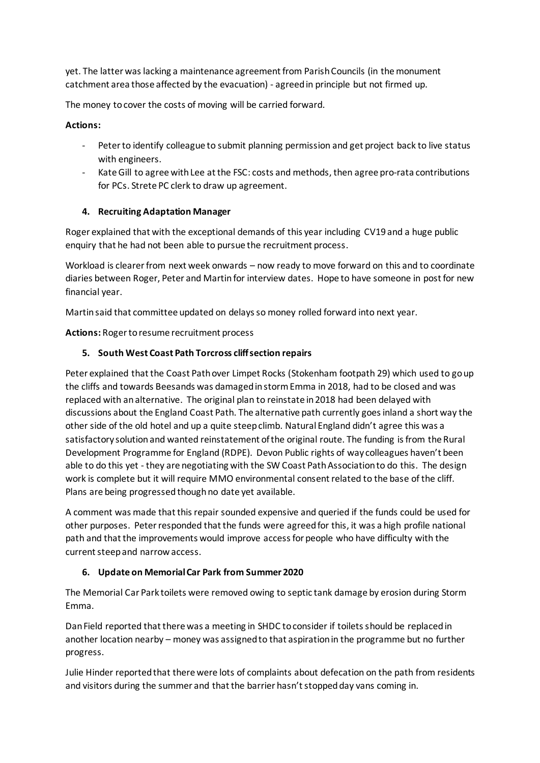yet. The latter was lacking a maintenance agreement from Parish Councils (in the monument catchment area those affected by the evacuation) - agreed in principle but not firmed up.

The money to cover the costs of moving will be carried forward.

**Actions:**

- Peter to identify colleague to submit planning permission and get project back to live status with engineers.
- Kate Gill to agree with Lee at the FSC: costs and methods, then agree pro-rata contributions for PCs. Strete PC clerk to draw up agreement.

**4. Recruiting Adaptation Manager**

Roger explained that with the exceptional demands of this year including CV19 and a huge public enquiry that he had not been able to pursue the recruitment process.

Workload is clearer from next week onwards – now ready to move forward on this and to coordinate diaries between Roger, Peter and Martin for interview dates. Hope to have someone in post for new financial year.

Martin said that committee updated on delays so money rolled forward into next year.

**Actions:** Roger to resume recruitment process

**5. South West Coast Path Torcross cliff section repairs**

Peter explained that the Coast Path over Limpet Rocks (Stokenham footpath 29) which used to go up the cliffs and towards Beesands was damaged in storm Emma in 2018, had to be closed and was replaced with an alternative. The original plan to reinstate in 2018 had been delayed with discussions about the England Coast Path. The alternative path currently goes inland a short way the other side of the old hotel and up a quite steep climb. Natural England didn't agree this was a satisfactory solution and wanted reinstatement of the original route. The funding is from the Rural Development Programme for England (RDPE). Devon Public rights of way colleagues haven't been able to do this yet - they are negotiating with the SW Coast Path Association to do this. The design work is complete but it will require MMO environmental consent related to the base of the cliff. Plans are being progressed though no date yet available.

A comment was made that this repair sounded expensive and queried if the funds could be used for other purposes. Peter responded that the funds were agreed for this, it was a high profile national path and that the improvements would improve access for people who have difficulty with the current steep and narrow access.

**6. Update on Memorial Car Park from Summer 2020**

The Memorial Car Park toilets were removed owing to septic tank damage by erosion during Storm Emma.

Dan Field reported that there was a meeting in SHDC to consider if toilets should be replaced in another location nearby – money was assigned to that aspiration in the programme but no further progress.

Julie Hinder reported that there were lots of complaints about defecation on the path from residents and visitors during the summer and that the barrier hasn't stopped day vans coming in.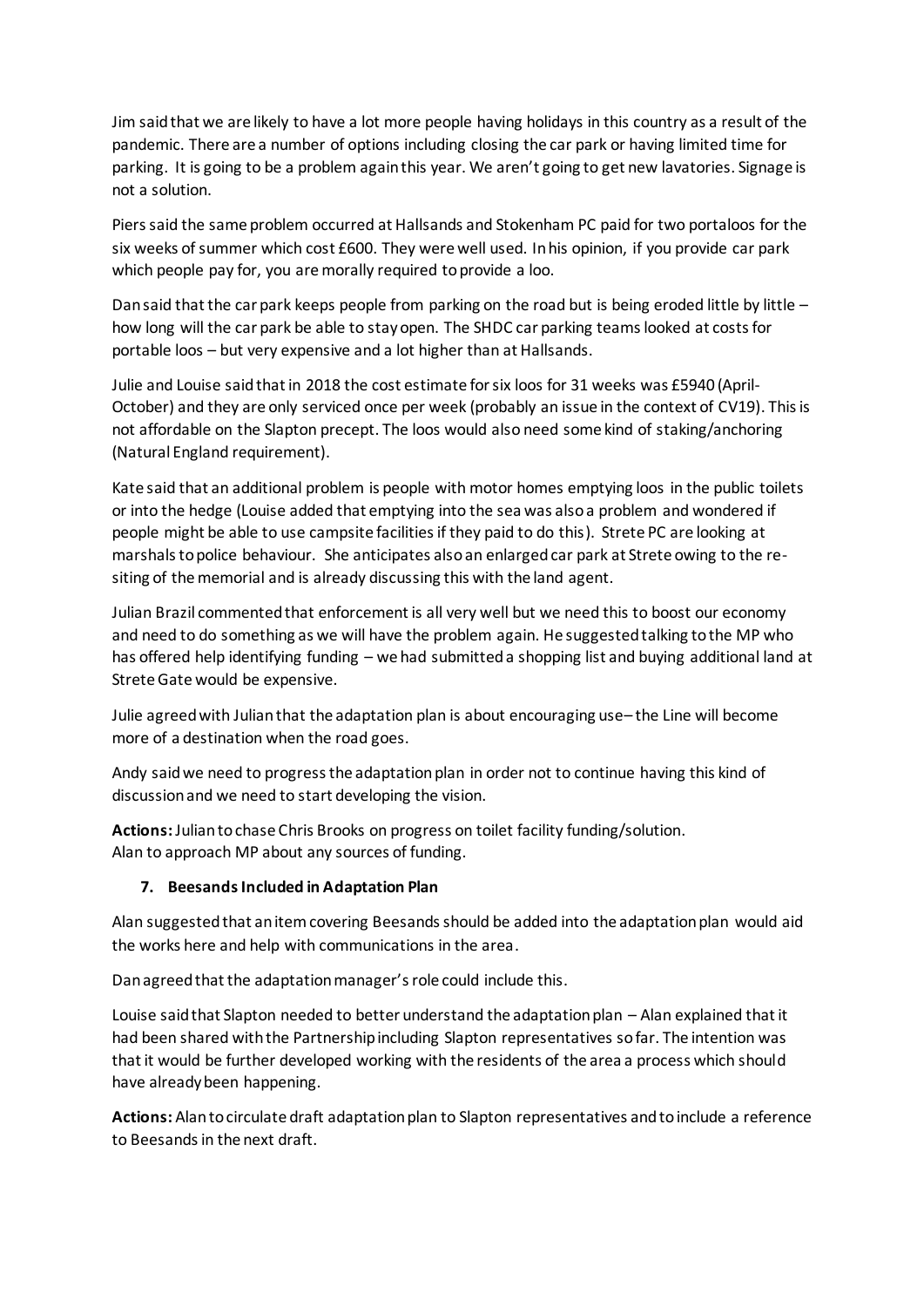Jim said that we are likely to have a lot more people having holidays in this country as a result of the pandemic. There are a number of options including closing the car park or having limited time for parking. It is going to be a problem again this year. We aren't going to get new lavatories. Signage is not a solution.

Piers said the same problem occurred at Hallsands and Stokenham PC paid for two portaloos for the six weeks of summer which cost £600. They were well used. In his opinion, if you provide car park which people pay for, you are morally required to provide a loo.

Dan said that the car park keeps people from parking on the road but is being eroded little by little – how long will the car park be able to stay open. The SHDC car parking teams looked at costs for portable loos – but very expensive and a lot higher than at Hallsands.

Julie and Louise said that in 2018 the cost estimate for six loos for 31 weeks was £5940 (April-October) and they are only serviced once per week (probably an issue in the context of CV19). This is not affordable on the Slapton precept. The loos would also need some kind of staking/anchoring (Natural England requirement).

Kate said that an additional problem is people with motor homes emptying loos in the public toilets or into the hedge (Louise added that emptying into the sea was also a problem and wondered if people might be able to use campsite facilities if they paid to do this). Strete PC are looking at marshals to police behaviour. She anticipates also an enlarged car park at Strete owing to the re-siting of the memorial and is already discussing this with the land agent.

Julian Brazil commented that enforcement is all very well but we need this to boost our economy and need to do something as we will have the problem again. He suggested talking to the MP who has offered help identifying funding – we had submitted a shopping list and buying additional land at Strete Gate would be expensive.

Julie agreed with Julian that the adaptation plan is about encouraging use – the Line will become more of a destination when the road goes.

Andy said we need to progress the adaptation plan in order not to continue having this kind of discussion and we need to start developing the vision.

**Actions:** Julian to chase Chris Brooks on progress on toilet facility funding/solution.
Alan to approach MP about any sources of funding.

## 7. Beesands Included in Adaptation Plan

Alan suggested that an item covering Beesands should be added into the adaptation plan would aid the works here and help with communications in the area.

Dan agreed that the adaptation manager's role could include this.

Louise said that Slapton needed to better understand the adaptation plan – Alan explained that it had been shared with the Partnership including Slapton representatives so far. The intention was that it would be further developed working with the residents of the area a process which should have already been happening.

**Actions:** Alan to circulate draft adaptation plan to Slapton representatives and to include a reference to Beesands in the next draft.